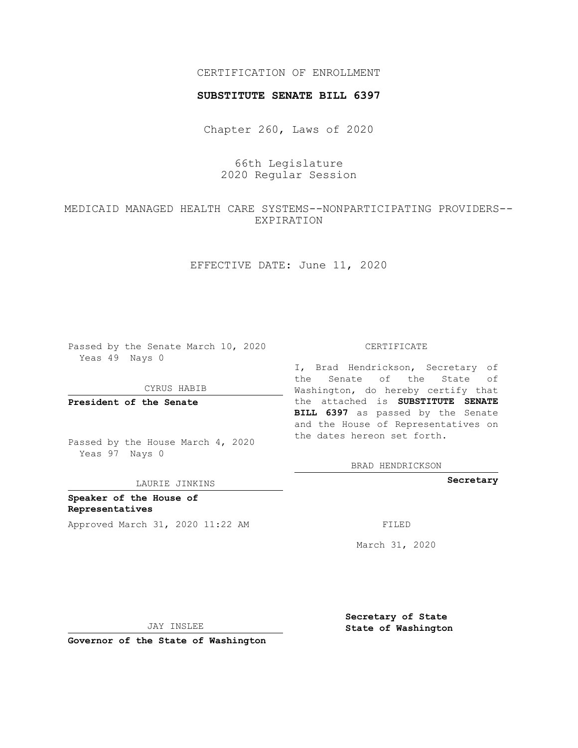CERTIFICATION OF ENROLLMENT

**SUBSTITUTE SENATE BILL 6397**

Chapter 260, Laws of 2020

66th Legislature
2020 Regular Session

MEDICAID MANAGED HEALTH CARE SYSTEMS--NONPARTICIPATING PROVIDERS--EXPIRATION

EFFECTIVE DATE: June 11, 2020

Passed by the Senate March 10, 2020
Yeas 49 Nays 0

CYRUS HABIB

**President of the Senate**

Passed by the House March 4, 2020
Yeas 97 Nays 0

LAURIE JINKINS

**Speaker of the House of Representatives**

Approved March 31, 2020 11:22 AM

JAY INSLEE

**Governor of the State of Washington**

CERTIFICATE

I, Brad Hendrickson, Secretary of the Senate of the State of Washington, do hereby certify that the attached is **SUBSTITUTE SENATE BILL 6397** as passed by the Senate and the House of Representatives on the dates hereon set forth.

BRAD HENDRICKSON

**Secretary**

FILED

March 31, 2020

**Secretary of State**
**State of Washington**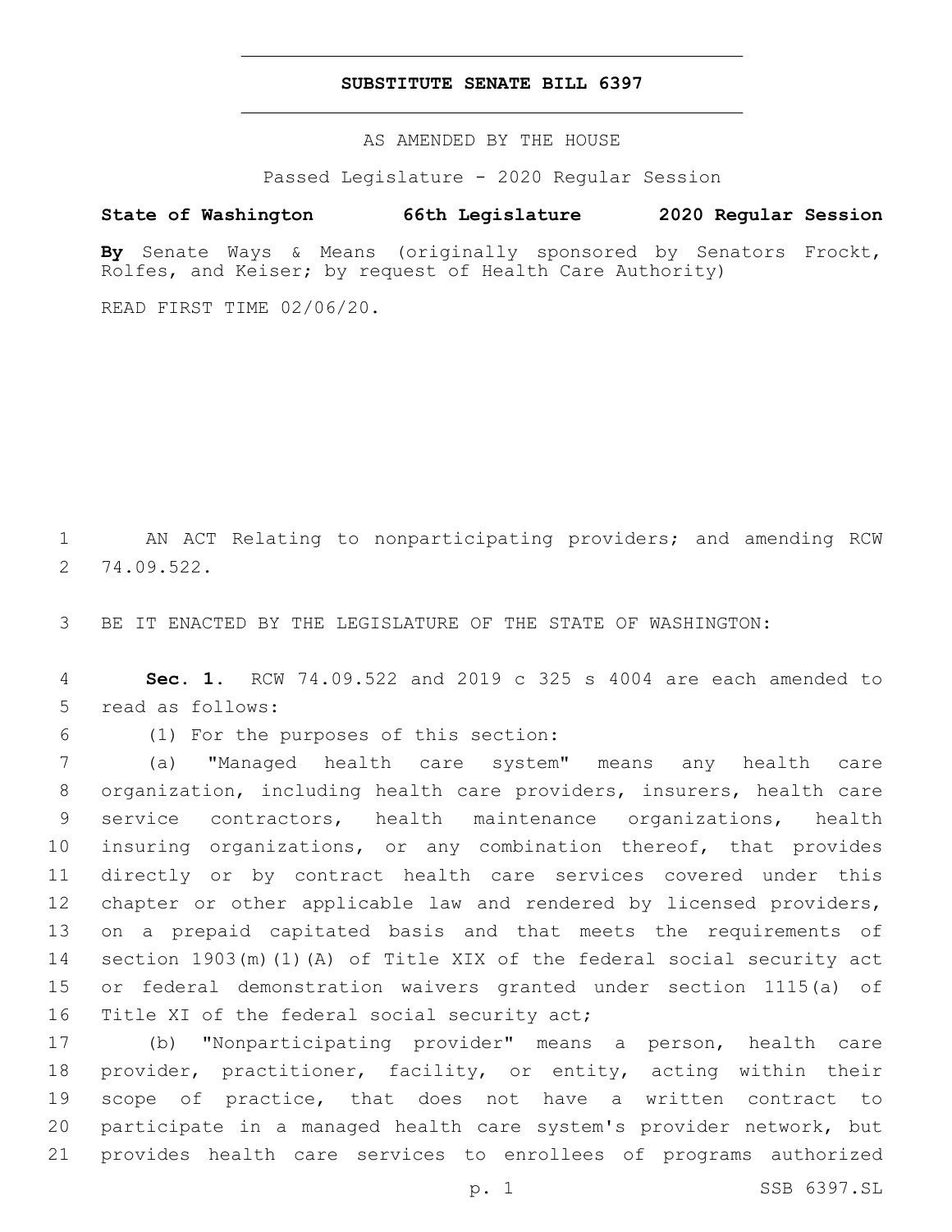# SUBSTITUTE SENATE BILL 6397

AS AMENDED BY THE HOUSE

Passed Legislature - 2020 Regular Session

**State of Washington 66th Legislature 2020 Regular Session**

**By** Senate Ways & Means (originally sponsored by Senators Frockt, Rolfes, and Keiser; by request of Health Care Authority)

READ FIRST TIME 02/06/20.

AN ACT Relating to nonparticipating providers; and amending RCW 74.09.522.

BE IT ENACTED BY THE LEGISLATURE OF THE STATE OF WASHINGTON:

**Sec. 1.** RCW 74.09.522 and 2019 c 325 s 4004 are each amended to read as follows:

(1) For the purposes of this section:

(a) "Managed health care system" means any health care organization, including health care providers, insurers, health care service contractors, health maintenance organizations, health insuring organizations, or any combination thereof, that provides directly or by contract health care services covered under this chapter or other applicable law and rendered by licensed providers, on a prepaid capitated basis and that meets the requirements of section 1903(m)(1)(A) of Title XIX of the federal social security act or federal demonstration waivers granted under section 1115(a) of Title XI of the federal social security act;

(b) "Nonparticipating provider" means a person, health care provider, practitioner, facility, or entity, acting within their scope of practice, that does not have a written contract to participate in a managed health care system's provider network, but provides health care services to enrollees of programs authorized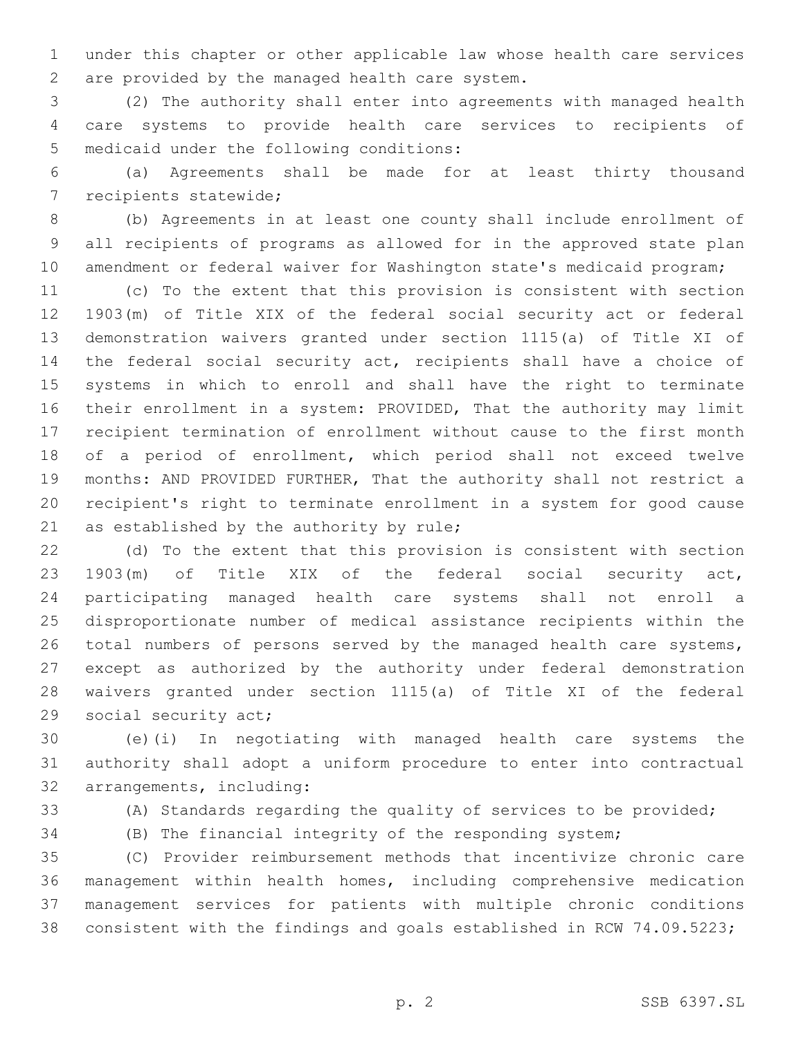under this chapter or other applicable law whose health care services are provided by the managed health care system.

(2) The authority shall enter into agreements with managed health care systems to provide health care services to recipients of medicaid under the following conditions:

(a) Agreements shall be made for at least thirty thousand recipients statewide;

(b) Agreements in at least one county shall include enrollment of all recipients of programs as allowed for in the approved state plan amendment or federal waiver for Washington state's medicaid program;

(c) To the extent that this provision is consistent with section 1903(m) of Title XIX of the federal social security act or federal demonstration waivers granted under section 1115(a) of Title XI of the federal social security act, recipients shall have a choice of systems in which to enroll and shall have the right to terminate their enrollment in a system: PROVIDED, That the authority may limit recipient termination of enrollment without cause to the first month of a period of enrollment, which period shall not exceed twelve months: AND PROVIDED FURTHER, That the authority shall not restrict a recipient's right to terminate enrollment in a system for good cause as established by the authority by rule;

(d) To the extent that this provision is consistent with section 1903(m) of Title XIX of the federal social security act, participating managed health care systems shall not enroll a disproportionate number of medical assistance recipients within the total numbers of persons served by the managed health care systems, except as authorized by the authority under federal demonstration waivers granted under section 1115(a) of Title XI of the federal social security act;

(e)(i) In negotiating with managed health care systems the authority shall adopt a uniform procedure to enter into contractual arrangements, including:

(A) Standards regarding the quality of services to be provided;

(B) The financial integrity of the responding system;

(C) Provider reimbursement methods that incentivize chronic care management within health homes, including comprehensive medication management services for patients with multiple chronic conditions consistent with the findings and goals established in RCW 74.09.5223;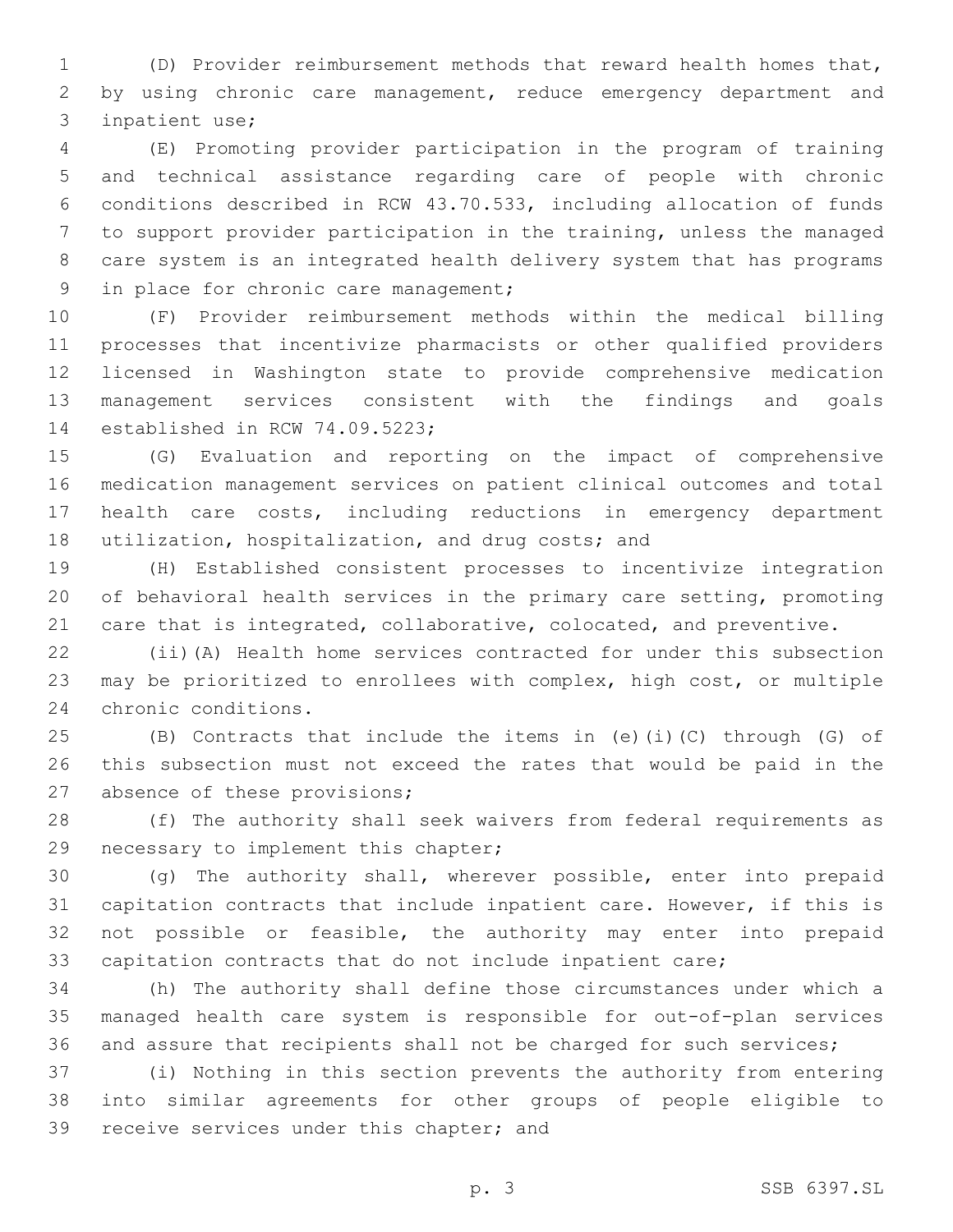(D) Provider reimbursement methods that reward health homes that, by using chronic care management, reduce emergency department and inpatient use;

(E) Promoting provider participation in the program of training and technical assistance regarding care of people with chronic conditions described in RCW 43.70.533, including allocation of funds to support provider participation in the training, unless the managed care system is an integrated health delivery system that has programs in place for chronic care management;

(F) Provider reimbursement methods within the medical billing processes that incentivize pharmacists or other qualified providers licensed in Washington state to provide comprehensive medication management services consistent with the findings and goals established in RCW 74.09.5223;

(G) Evaluation and reporting on the impact of comprehensive medication management services on patient clinical outcomes and total health care costs, including reductions in emergency department utilization, hospitalization, and drug costs; and

(H) Established consistent processes to incentivize integration of behavioral health services in the primary care setting, promoting care that is integrated, collaborative, colocated, and preventive.

(ii)(A) Health home services contracted for under this subsection may be prioritized to enrollees with complex, high cost, or multiple chronic conditions.

(B) Contracts that include the items in (e)(i)(C) through (G) of this subsection must not exceed the rates that would be paid in the absence of these provisions;

(f) The authority shall seek waivers from federal requirements as necessary to implement this chapter;

(g) The authority shall, wherever possible, enter into prepaid capitation contracts that include inpatient care. However, if this is not possible or feasible, the authority may enter into prepaid capitation contracts that do not include inpatient care;

(h) The authority shall define those circumstances under which a managed health care system is responsible for out-of-plan services and assure that recipients shall not be charged for such services;

(i) Nothing in this section prevents the authority from entering into similar agreements for other groups of people eligible to receive services under this chapter; and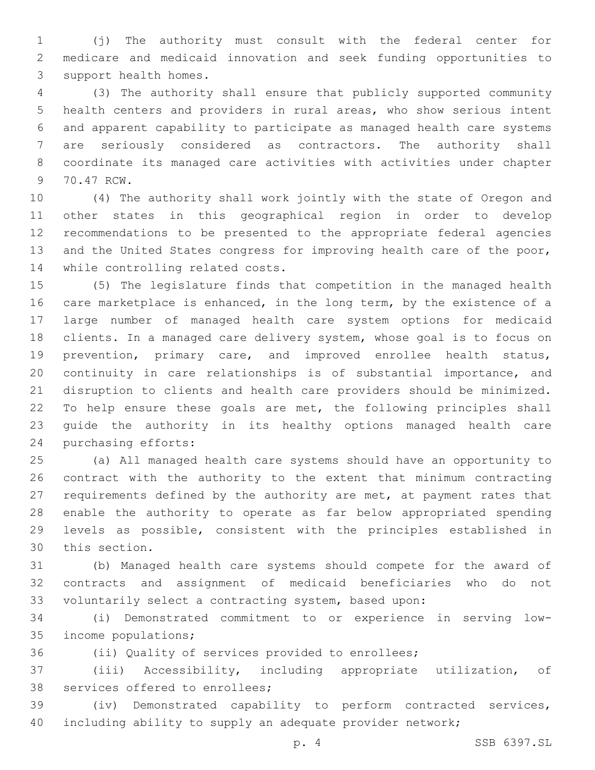(j) The authority must consult with the federal center for medicare and medicaid innovation and seek funding opportunities to support health homes.

(3) The authority shall ensure that publicly supported community health centers and providers in rural areas, who show serious intent and apparent capability to participate as managed health care systems are seriously considered as contractors. The authority shall coordinate its managed care activities with activities under chapter 70.47 RCW.

(4) The authority shall work jointly with the state of Oregon and other states in this geographical region in order to develop recommendations to be presented to the appropriate federal agencies and the United States congress for improving health care of the poor, while controlling related costs.

(5) The legislature finds that competition in the managed health care marketplace is enhanced, in the long term, by the existence of a large number of managed health care system options for medicaid clients. In a managed care delivery system, whose goal is to focus on prevention, primary care, and improved enrollee health status, continuity in care relationships is of substantial importance, and disruption to clients and health care providers should be minimized. To help ensure these goals are met, the following principles shall guide the authority in its healthy options managed health care purchasing efforts:

(a) All managed health care systems should have an opportunity to contract with the authority to the extent that minimum contracting requirements defined by the authority are met, at payment rates that enable the authority to operate as far below appropriated spending levels as possible, consistent with the principles established in this section.

(b) Managed health care systems should compete for the award of contracts and assignment of medicaid beneficiaries who do not voluntarily select a contracting system, based upon:

(i) Demonstrated commitment to or experience in serving low-income populations;

(ii) Quality of services provided to enrollees;

(iii) Accessibility, including appropriate utilization, of services offered to enrollees;

(iv) Demonstrated capability to perform contracted services, including ability to supply an adequate provider network;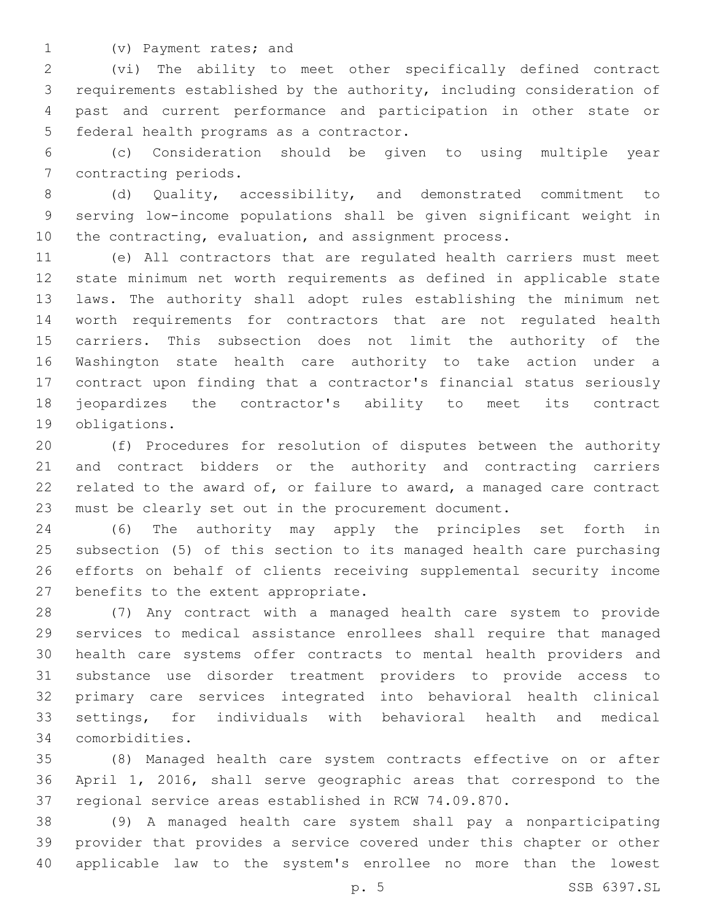(v) Payment rates; and

(vi) The ability to meet other specifically defined contract requirements established by the authority, including consideration of past and current performance and participation in other state or federal health programs as a contractor.

(c) Consideration should be given to using multiple year contracting periods.

(d) Quality, accessibility, and demonstrated commitment to serving low-income populations shall be given significant weight in the contracting, evaluation, and assignment process.

(e) All contractors that are regulated health carriers must meet state minimum net worth requirements as defined in applicable state laws. The authority shall adopt rules establishing the minimum net worth requirements for contractors that are not regulated health carriers. This subsection does not limit the authority of the Washington state health care authority to take action under a contract upon finding that a contractor's financial status seriously jeopardizes the contractor's ability to meet its contract obligations.

(f) Procedures for resolution of disputes between the authority and contract bidders or the authority and contracting carriers related to the award of, or failure to award, a managed care contract must be clearly set out in the procurement document.

(6) The authority may apply the principles set forth in subsection (5) of this section to its managed health care purchasing efforts on behalf of clients receiving supplemental security income benefits to the extent appropriate.

(7) Any contract with a managed health care system to provide services to medical assistance enrollees shall require that managed health care systems offer contracts to mental health providers and substance use disorder treatment providers to provide access to primary care services integrated into behavioral health clinical settings, for individuals with behavioral health and medical comorbidities.

(8) Managed health care system contracts effective on or after April 1, 2016, shall serve geographic areas that correspond to the regional service areas established in RCW 74.09.870.

(9) A managed health care system shall pay a nonparticipating provider that provides a service covered under this chapter or other applicable law to the system's enrollee no more than the lowest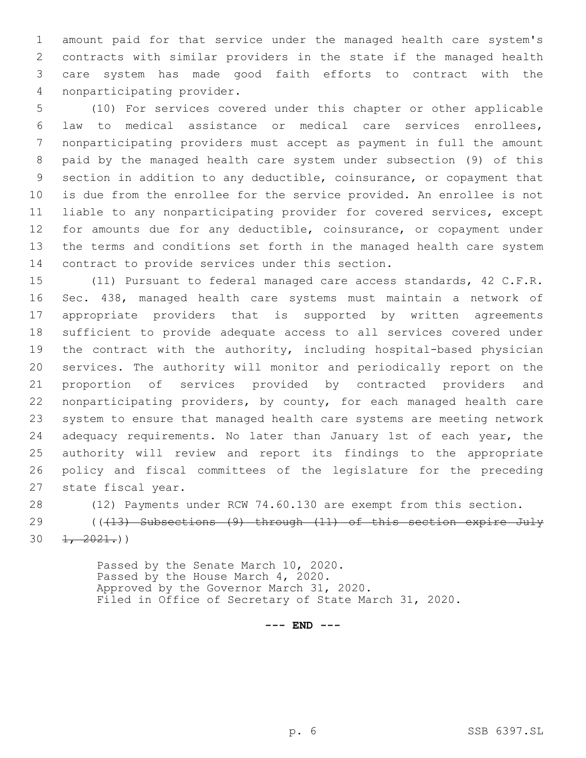amount paid for that service under the managed health care system's contracts with similar providers in the state if the managed health care system has made good faith efforts to contract with the nonparticipating provider.

(10) For services covered under this chapter or other applicable law to medical assistance or medical care services enrollees, nonparticipating providers must accept as payment in full the amount paid by the managed health care system under subsection (9) of this section in addition to any deductible, coinsurance, or copayment that is due from the enrollee for the service provided. An enrollee is not liable to any nonparticipating provider for covered services, except for amounts due for any deductible, coinsurance, or copayment under the terms and conditions set forth in the managed health care system contract to provide services under this section.

(11) Pursuant to federal managed care access standards, 42 C.F.R. Sec. 438, managed health care systems must maintain a network of appropriate providers that is supported by written agreements sufficient to provide adequate access to all services covered under the contract with the authority, including hospital-based physician services. The authority will monitor and periodically report on the proportion of services provided by contracted providers and nonparticipating providers, by county, for each managed health care system to ensure that managed health care systems are meeting network adequacy requirements. No later than January 1st of each year, the authority will review and report its findings to the appropriate policy and fiscal committees of the legislature for the preceding state fiscal year.

(12) Payments under RCW 74.60.130 are exempt from this section.

((~~(13) Subsections (9) through (11) of this section expire July 1, 2021.~~))

Passed by the Senate March 10, 2020.
Passed by the House March 4, 2020.
Approved by the Governor March 31, 2020.
Filed in Office of Secretary of State March 31, 2020.

**--- END ---**